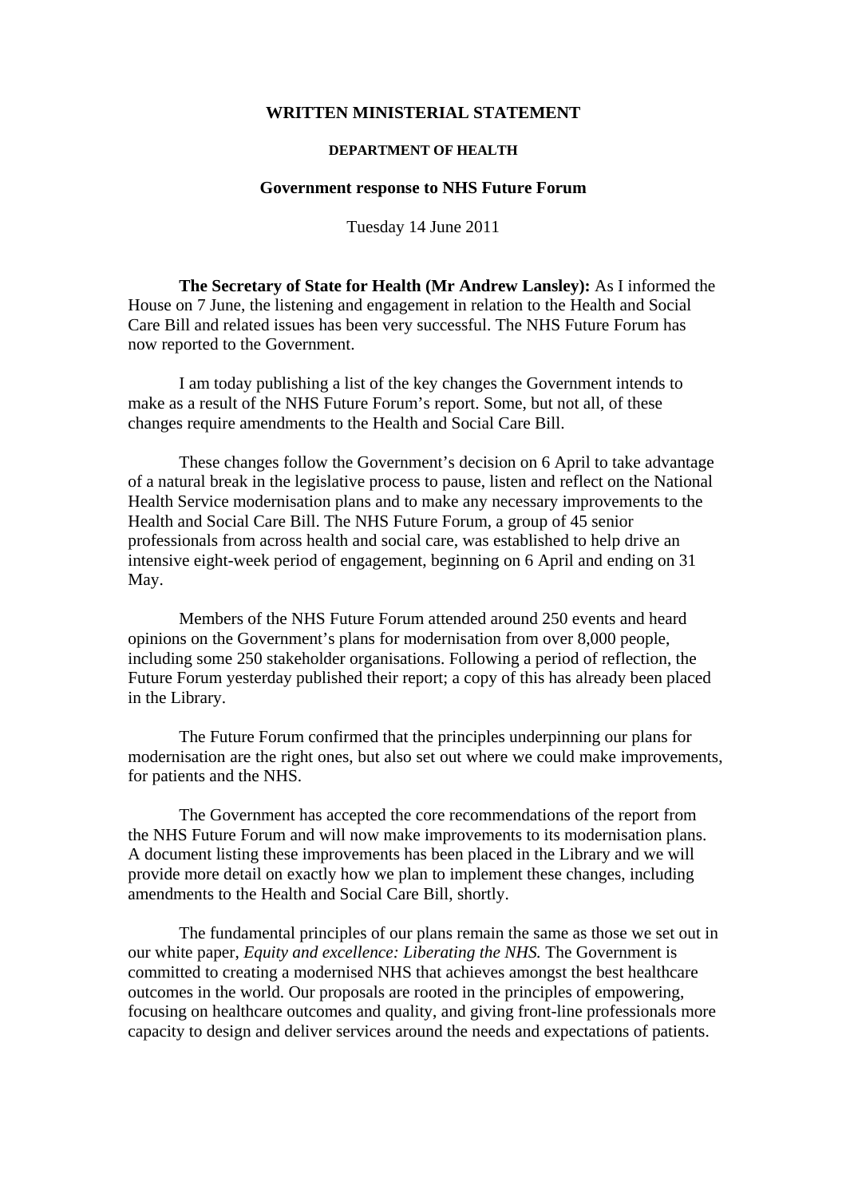# WRITTEN MINISTERIAL STATEMENT

## DEPARTMENT OF HEALTH

### Government response to NHS Future Forum

Tuesday 14 June 2011

**The Secretary of State for Health (Mr Andrew Lansley):** As I informed the House on 7 June, the listening and engagement in relation to the Health and Social Care Bill and related issues has been very successful. The NHS Future Forum has now reported to the Government.

I am today publishing a list of the key changes the Government intends to make as a result of the NHS Future Forum's report. Some, but not all, of these changes require amendments to the Health and Social Care Bill.

These changes follow the Government's decision on 6 April to take advantage of a natural break in the legislative process to pause, listen and reflect on the National Health Service modernisation plans and to make any necessary improvements to the Health and Social Care Bill. The NHS Future Forum, a group of 45 senior professionals from across health and social care, was established to help drive an intensive eight-week period of engagement, beginning on 6 April and ending on 31 May.

Members of the NHS Future Forum attended around 250 events and heard opinions on the Government's plans for modernisation from over 8,000 people, including some 250 stakeholder organisations. Following a period of reflection, the Future Forum yesterday published their report; a copy of this has already been placed in the Library.

The Future Forum confirmed that the principles underpinning our plans for modernisation are the right ones, but also set out where we could make improvements, for patients and the NHS.

The Government has accepted the core recommendations of the report from the NHS Future Forum and will now make improvements to its modernisation plans. A document listing these improvements has been placed in the Library and we will provide more detail on exactly how we plan to implement these changes, including amendments to the Health and Social Care Bill, shortly.

The fundamental principles of our plans remain the same as those we set out in our white paper, *Equity and excellence: Liberating the NHS.* The Government is committed to creating a modernised NHS that achieves amongst the best healthcare outcomes in the world. Our proposals are rooted in the principles of empowering, focusing on healthcare outcomes and quality, and giving front-line professionals more capacity to design and deliver services around the needs and expectations of patients.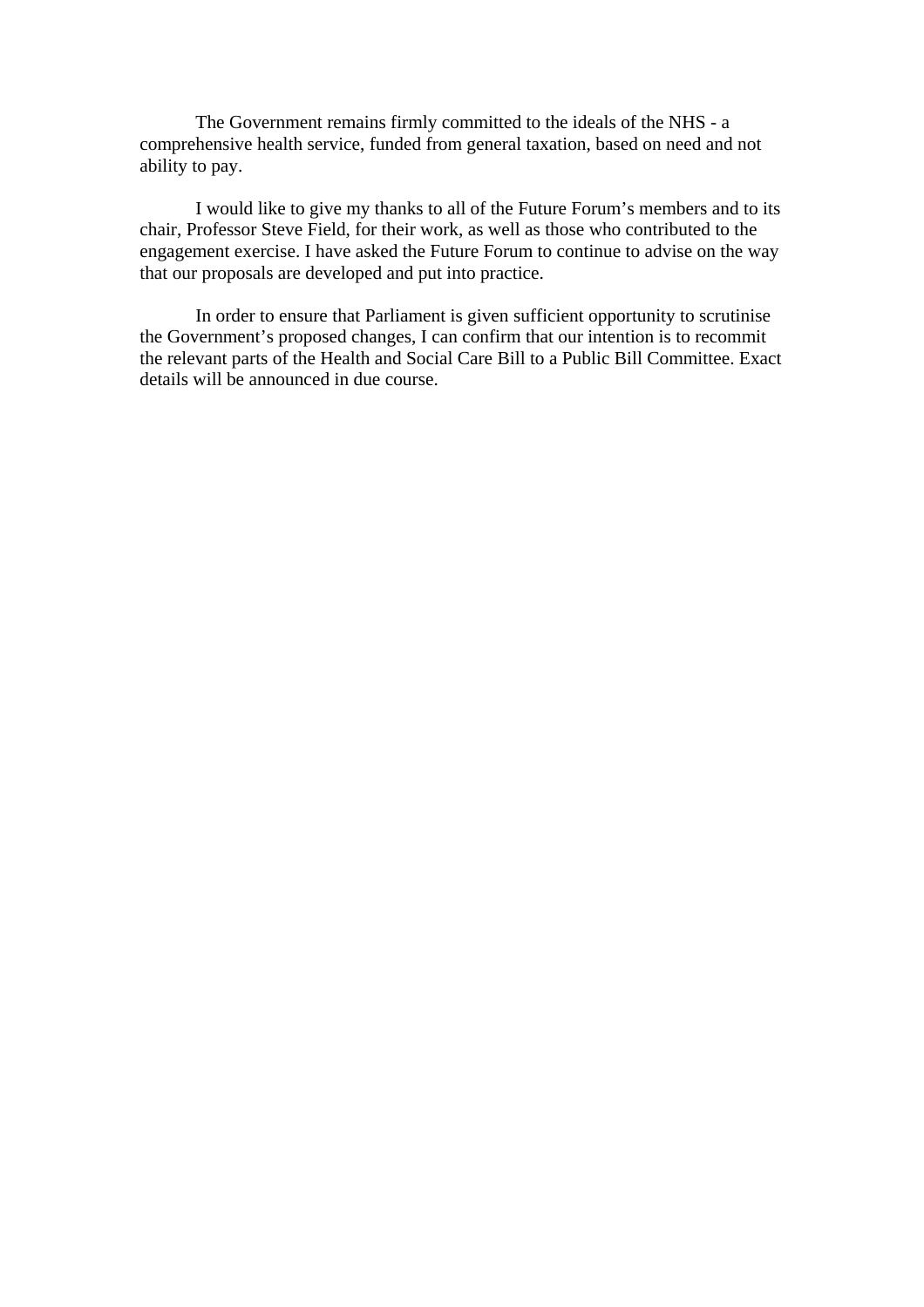The Government remains firmly committed to the ideals of the NHS - a comprehensive health service, funded from general taxation, based on need and not ability to pay.

I would like to give my thanks to all of the Future Forum's members and to its chair, Professor Steve Field, for their work, as well as those who contributed to the engagement exercise. I have asked the Future Forum to continue to advise on the way that our proposals are developed and put into practice.

In order to ensure that Parliament is given sufficient opportunity to scrutinise the Government's proposed changes, I can confirm that our intention is to recommit the relevant parts of the Health and Social Care Bill to a Public Bill Committee. Exact details will be announced in due course.